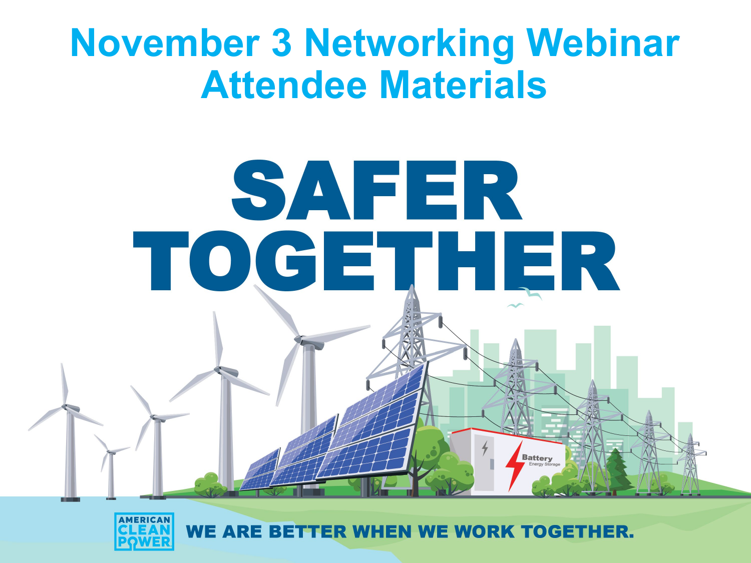# November 3 Networking Webinar Attendee Materials

# SAFER TOGETHER

AMERICAN CLEAN POWER

**WE ARE BETTER WHEN WE WORK TOGETHER.**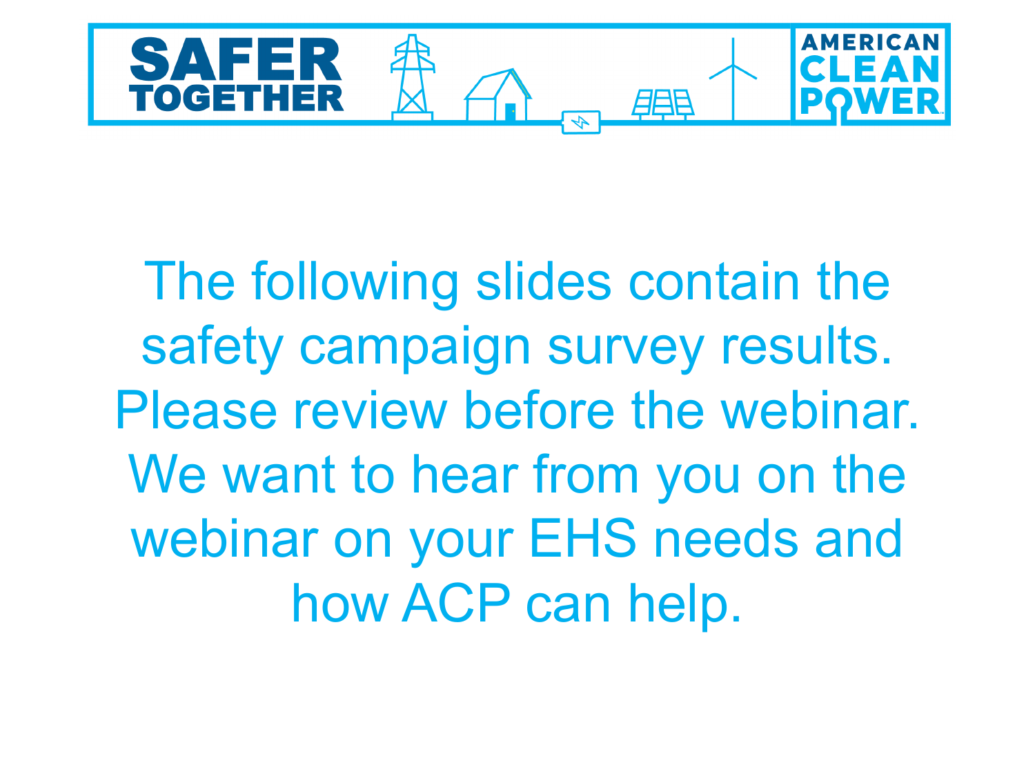SAFER TOGETHER

AMERICAN CLEAN POWER

The following slides contain the safety campaign survey results. Please review before the webinar. We want to hear from you on the webinar on your EHS needs and how ACP can help.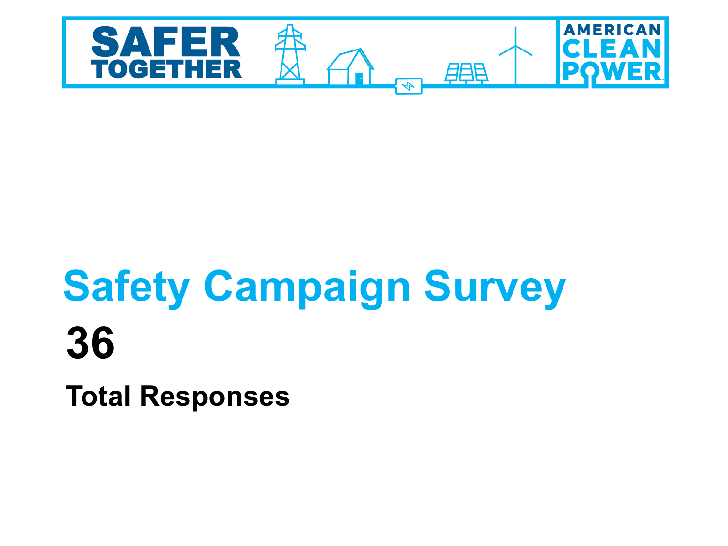# Safety Campaign Survey

**36**

**Total Responses**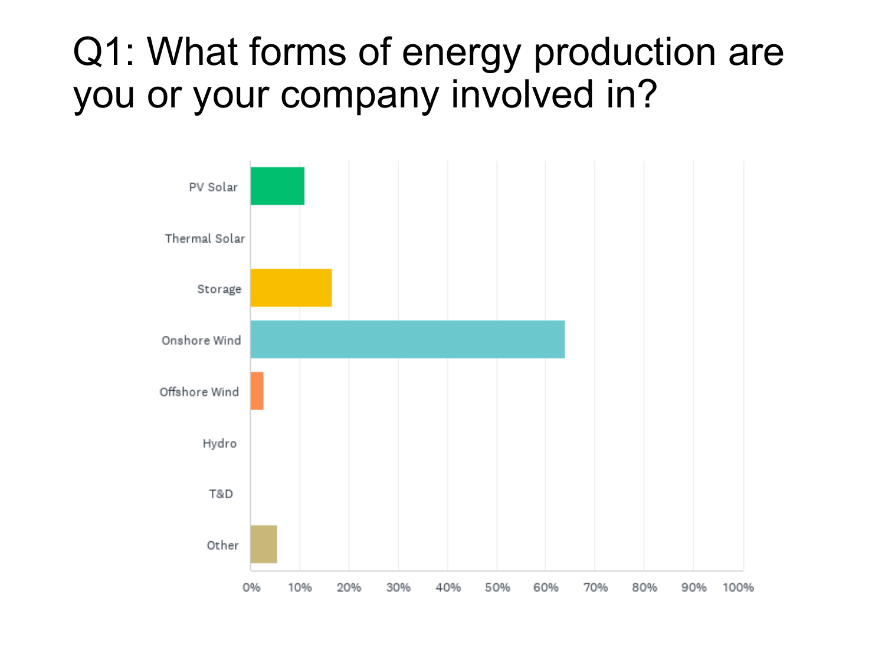# Q1: What forms of energy production are you or your company involved in?

PV Solar

Thermal Solar

Storage

Onshore Wind

Offshore Wind

Hydro

T&D

Other

0% 10% 20% 30% 40% 50% 60% 70% 80% 90% 100%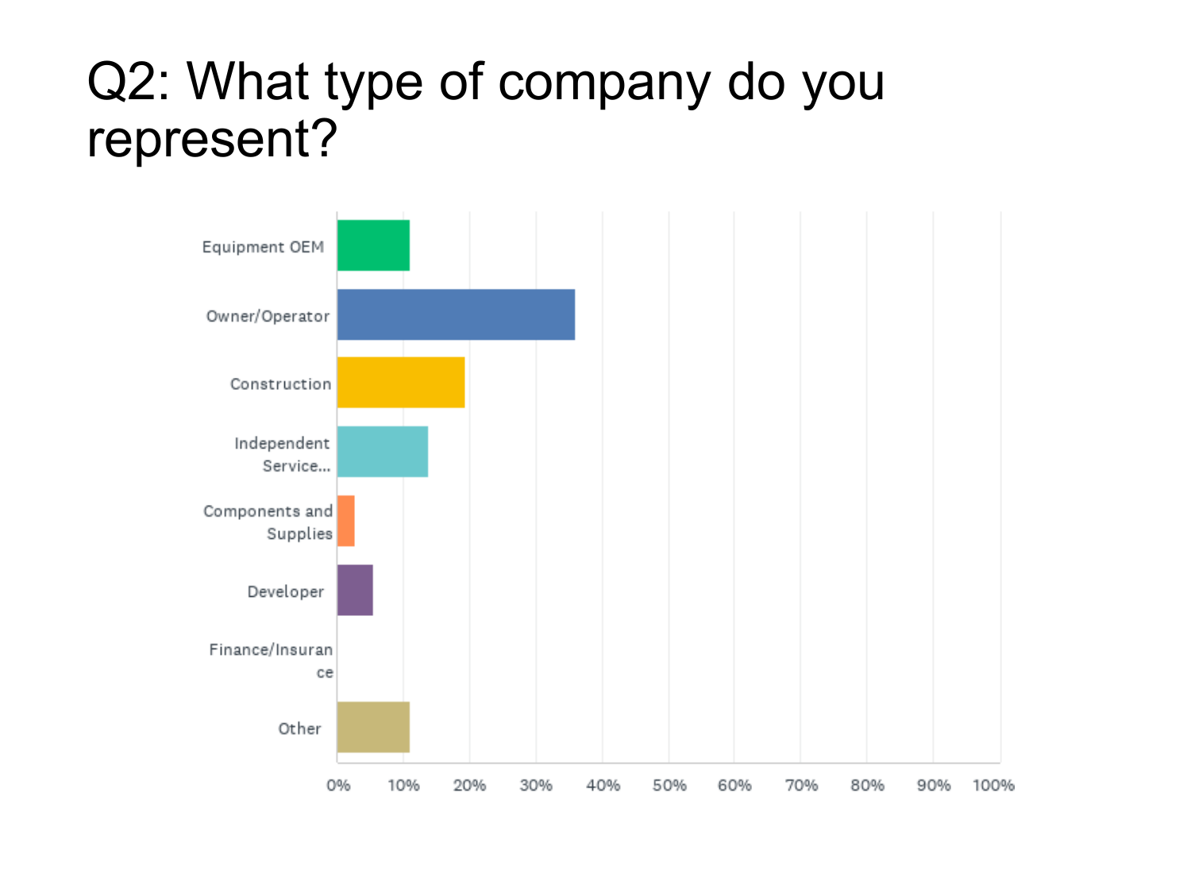# Q2: What type of company do you represent?

Equipment OEM

Owner/Operator

Construction

Independent Service...

Components and Supplies

Developer

Finance/Insurance

Other

0% 10% 20% 30% 40% 50% 60% 70% 80% 90% 100%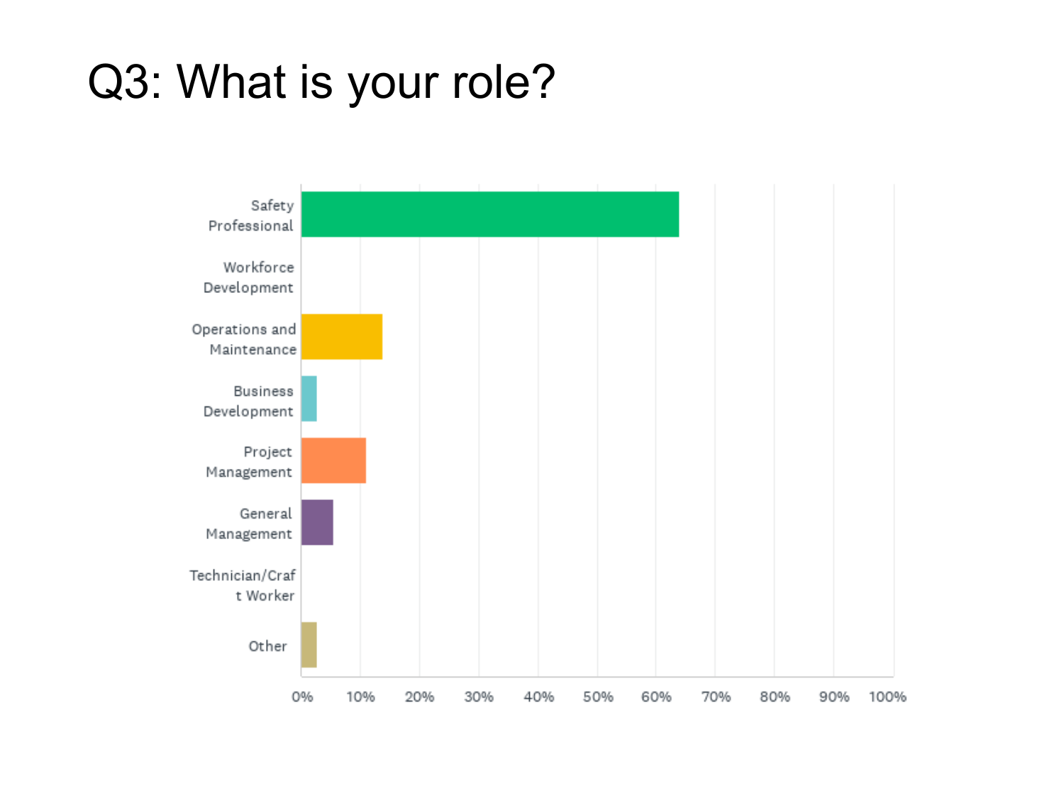# Q3: What is your role?

| Role | Approximate share |
| --- | --- |
| Safety Professional | ~64% |
| Workforce Development | 0% |
| Operations and Maintenance | ~14% |
| Business Development | ~3% |
| Project Management | ~11% |
| General Management | ~5% |
| Technician/Craft Worker | 0% |
| Other | ~3% |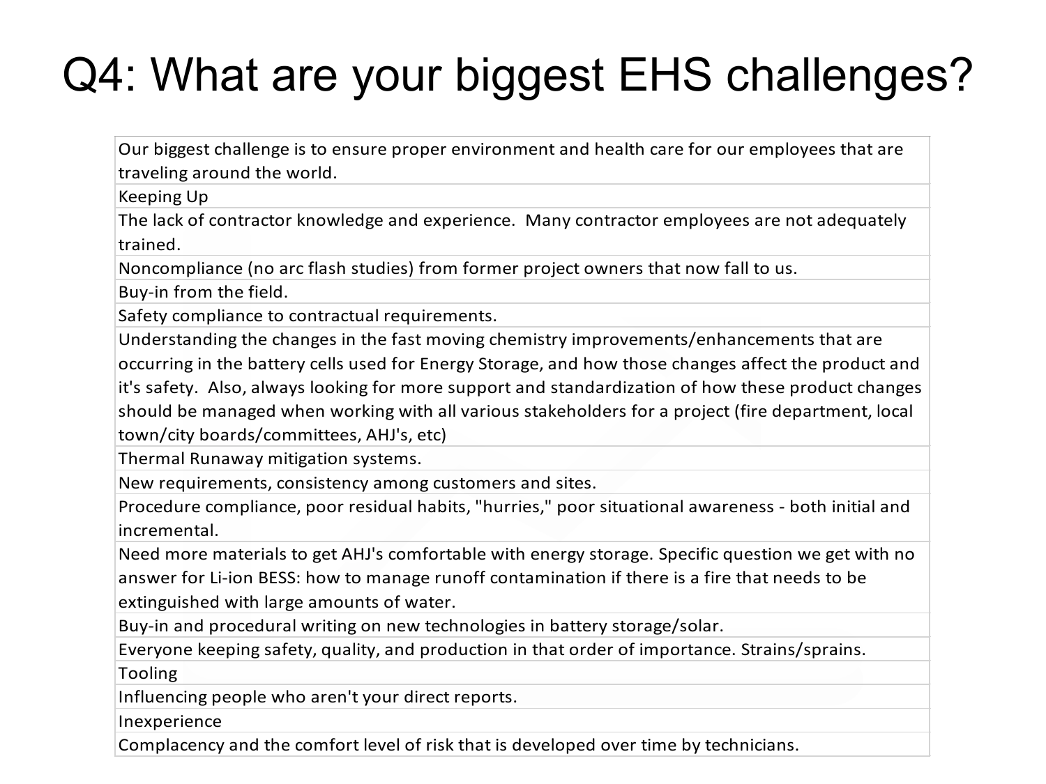# Q4: What are your biggest EHS challenges?

| |
|---|
| Our biggest challenge is to ensure proper environment and health care for our employees that are traveling around the world. |
| Keeping Up |
| The lack of contractor knowledge and experience.  Many contractor employees are not adequately trained. |
| Noncompliance (no arc flash studies) from former project owners that now fall to us. |
| Buy-in from the field. |
| Safety compliance to contractual requirements. |
| Understanding the changes in the fast moving chemistry improvements/enhancements that are occurring in the battery cells used for Energy Storage, and how those changes affect the product and it's safety.  Also, always looking for more support and standardization of how these product changes should be managed when working with all various stakeholders for a project (fire department, local town/city boards/committees, AHJ's, etc) |
| Thermal Runaway mitigation systems. |
| New requirements, consistency among customers and sites. |
| Procedure compliance, poor residual habits, "hurries," poor situational awareness - both initial and incremental. |
| Need more materials to get AHJ's comfortable with energy storage. Specific question we get with no answer for Li-ion BESS: how to manage runoff contamination if there is a fire that needs to be extinguished with large amounts of water. |
| Buy-in and procedural writing on new technologies in battery storage/solar. |
| Everyone keeping safety, quality, and production in that order of importance. Strains/sprains. |
| Tooling |
| Influencing people who aren't your direct reports. |
| Inexperience |
| Complacency and the comfort level of risk that is developed over time by technicians. |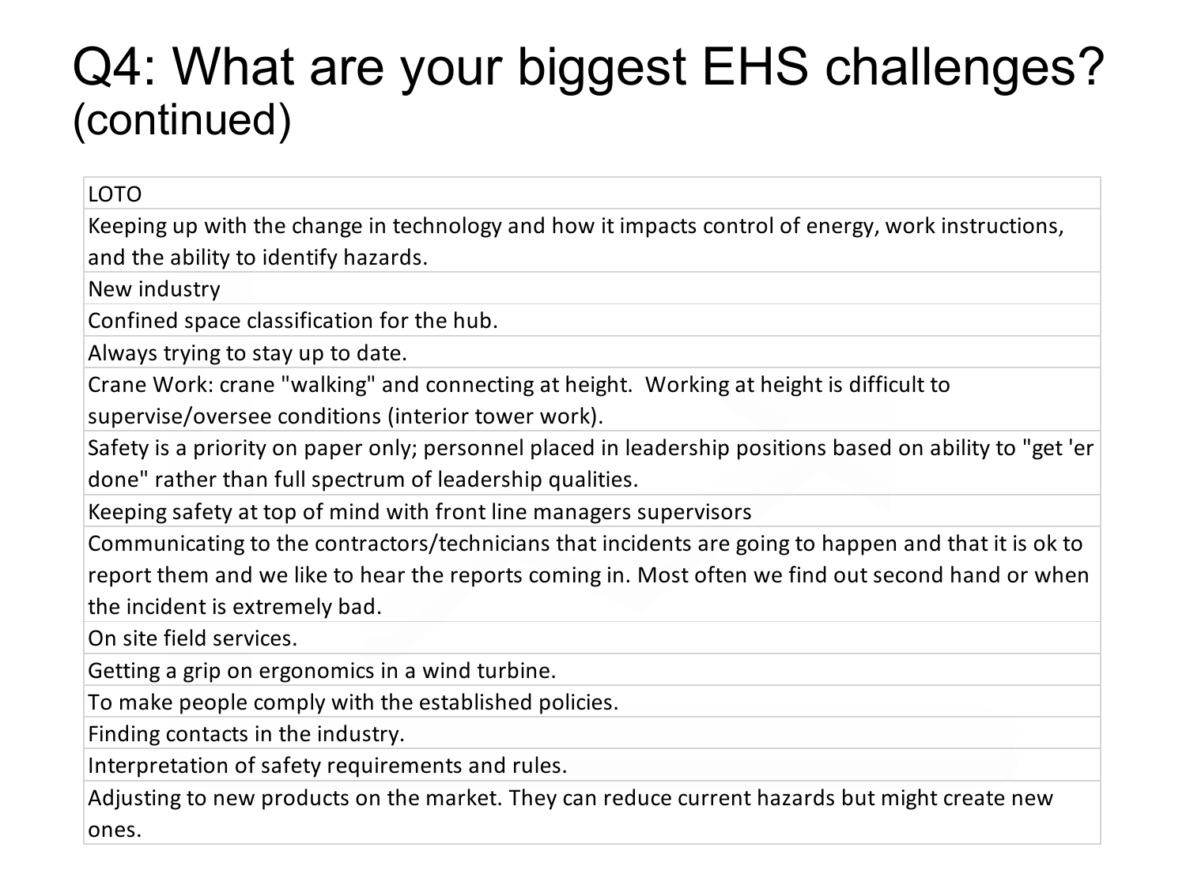# Q4: What are your biggest EHS challenges? (continued)

| |
|---|
| LOTO |
| Keeping up with the change in technology and how it impacts control of energy, work instructions, and the ability to identify hazards. |
| New industry |
| Confined space classification for the hub. |
| Always trying to stay up to date. |
| Crane Work: crane "walking" and connecting at height.  Working at height is difficult to supervise/oversee conditions (interior tower work). |
| Safety is a priority on paper only; personnel placed in leadership positions based on ability to "get 'er done" rather than full spectrum of leadership qualities. |
| Keeping safety at top of mind with front line managers supervisors |
| Communicating to the contractors/technicians that incidents are going to happen and that it is ok to report them and we like to hear the reports coming in. Most often we find out second hand or when the incident is extremely bad. |
| On site field services. |
| Getting a grip on ergonomics in a wind turbine. |
| To make people comply with the established policies. |
| Finding contacts in the industry. |
| Interpretation of safety requirements and rules. |
| Adjusting to new products on the market. They can reduce current hazards but might create new ones. |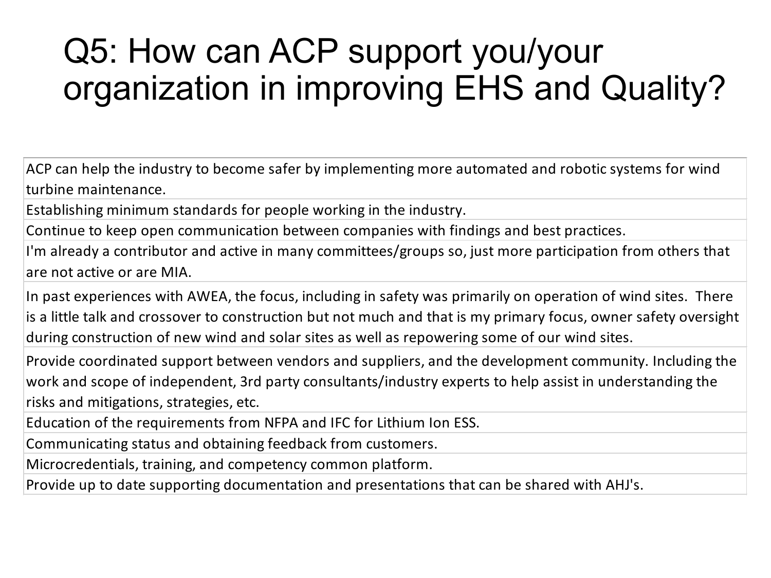# Q5: How can ACP support you/your organization in improving EHS and Quality?

| |
|---|
| ACP can help the industry to become safer by implementing more automated and robotic systems for wind turbine maintenance. |
| Establishing minimum standards for people working in the industry. |
| Continue to keep open communication between companies with findings and best practices. |
| I'm already a contributor and active in many committees/groups so, just more participation from others that are not active or are MIA. |
| In past experiences with AWEA, the focus, including in safety was primarily on operation of wind sites. There is a little talk and crossover to construction but not much and that is my primary focus, owner safety oversight during construction of new wind and solar sites as well as repowering some of our wind sites. |
| Provide coordinated support between vendors and suppliers, and the development community. Including the work and scope of independent, 3rd party consultants/industry experts to help assist in understanding the risks and mitigations, strategies, etc. |
| Education of the requirements from NFPA and IFC for Lithium Ion ESS. |
| Communicating status and obtaining feedback from customers. |
| Microcredentials, training, and competency common platform. |
| Provide up to date supporting documentation and presentations that can be shared with AHJ's. |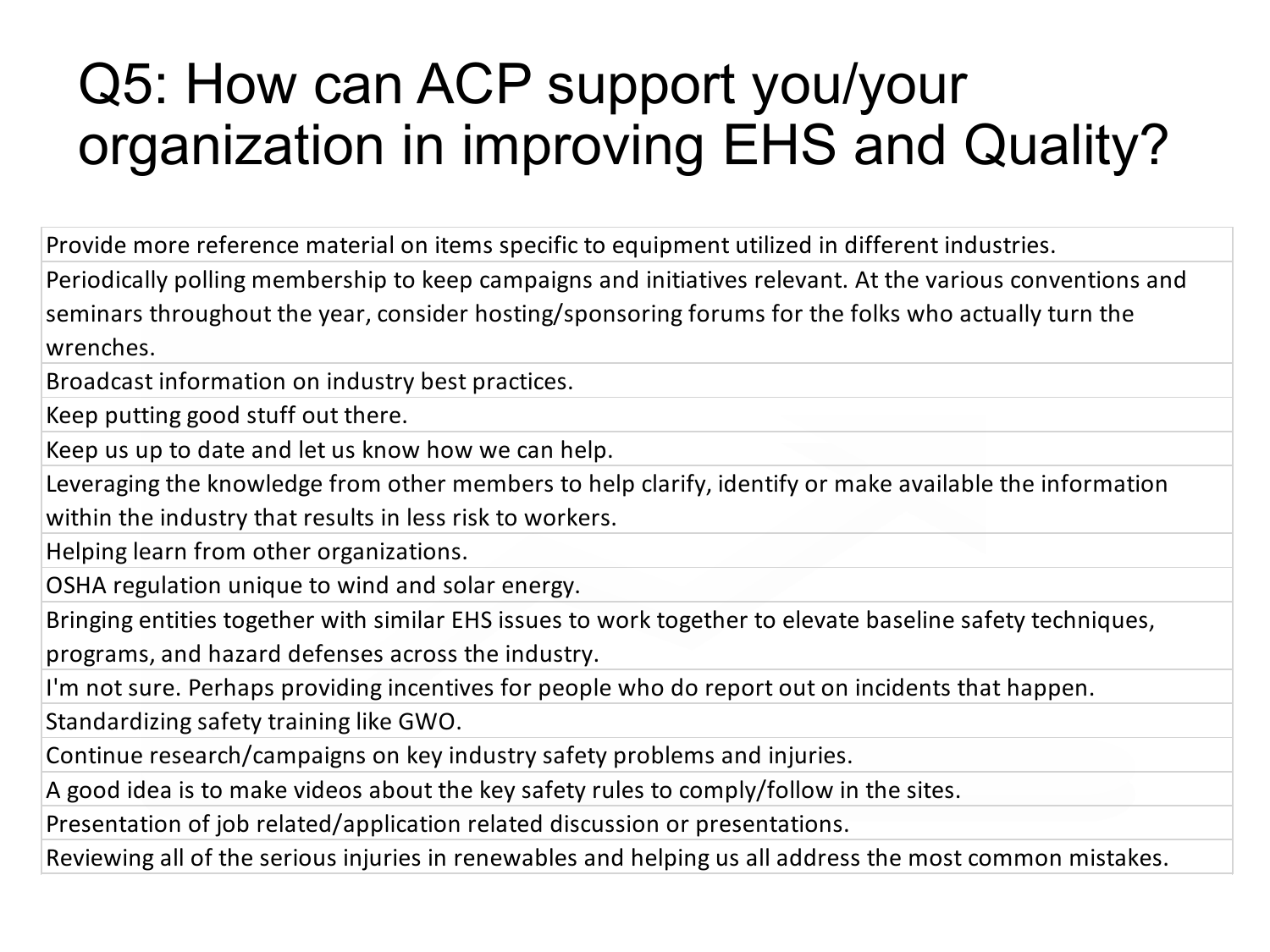# Q5: How can ACP support you/your organization in improving EHS and Quality?

| |
|---|
| Provide more reference material on items specific to equipment utilized in different industries. |
| Periodically polling membership to keep campaigns and initiatives relevant. At the various conventions and seminars throughout the year, consider hosting/sponsoring forums for the folks who actually turn the wrenches. |
| Broadcast information on industry best practices. |
| Keep putting good stuff out there. |
| Keep us up to date and let us know how we can help. |
| Leveraging the knowledge from other members to help clarify, identify or make available the information within the industry that results in less risk to workers. |
| Helping learn from other organizations. |
| OSHA regulation unique to wind and solar energy. |
| Bringing entities together with similar EHS issues to work together to elevate baseline safety techniques, programs, and hazard defenses across the industry. |
| I'm not sure. Perhaps providing incentives for people who do report out on incidents that happen. |
| Standardizing safety training like GWO. |
| Continue research/campaigns on key industry safety problems and injuries. |
| A good idea is to make videos about the key safety rules to comply/follow in the sites. |
| Presentation of job related/application related discussion or presentations. |
| Reviewing all of the serious injuries in renewables and helping us all address the most common mistakes. |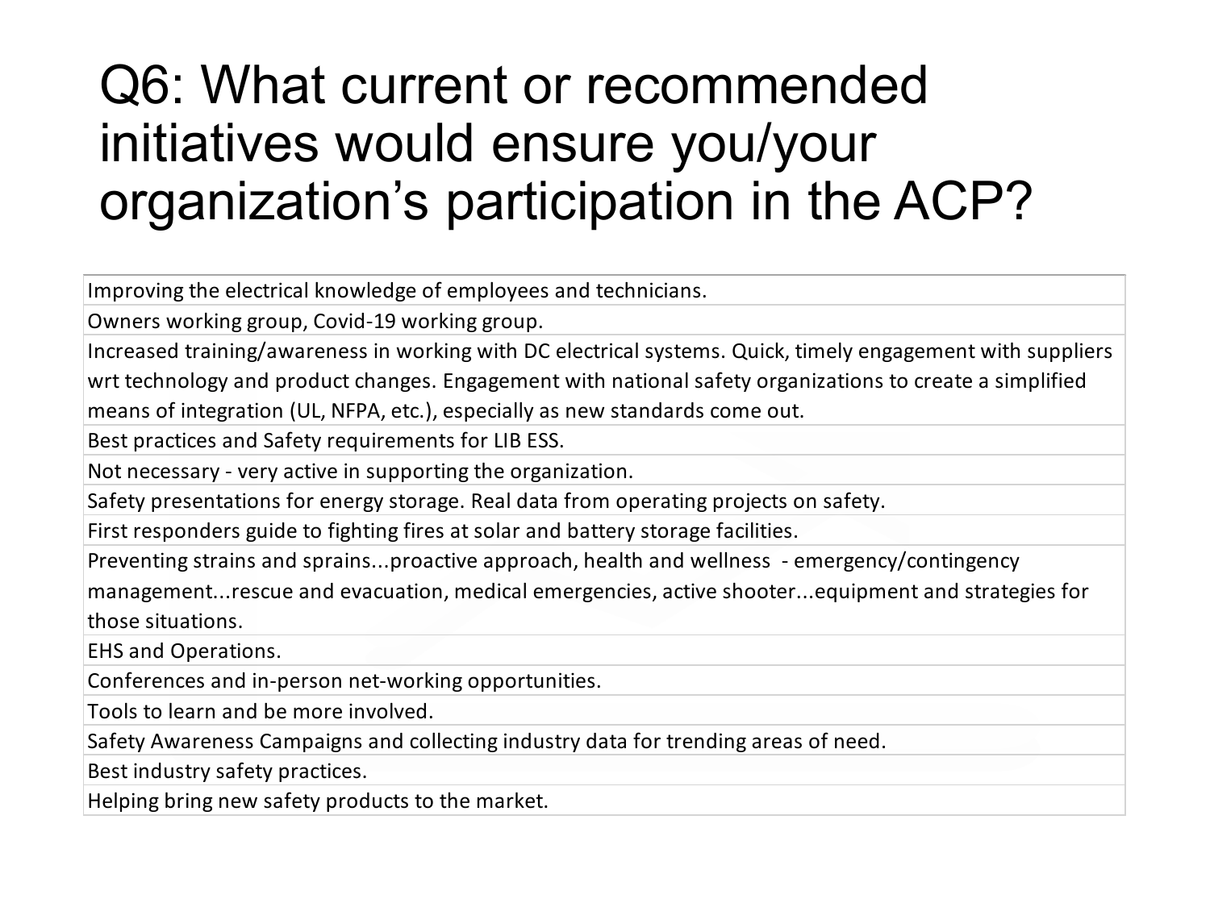# Q6: What current or recommended initiatives would ensure you/your organization's participation in the ACP?

| |
|---|
| Improving the electrical knowledge of employees and technicians. |
| Owners working group, Covid-19 working group. |
| Increased training/awareness in working with DC electrical systems. Quick, timely engagement with suppliers wrt technology and product changes. Engagement with national safety organizations to create a simplified means of integration (UL, NFPA, etc.), especially as new standards come out. |
| Best practices and Safety requirements for LIB ESS. |
| Not necessary - very active in supporting the organization. |
| Safety presentations for energy storage. Real data from operating projects on safety. |
| First responders guide to fighting fires at solar and battery storage facilities. |
| Preventing strains and sprains...proactive approach, health and wellness - emergency/contingency management...rescue and evacuation, medical emergencies, active shooter...equipment and strategies for those situations. |
| EHS and Operations. |
| Conferences and in-person net-working opportunities. |
| Tools to learn and be more involved. |
| Safety Awareness Campaigns and collecting industry data for trending areas of need. |
| Best industry safety practices. |
| Helping bring new safety products to the market. |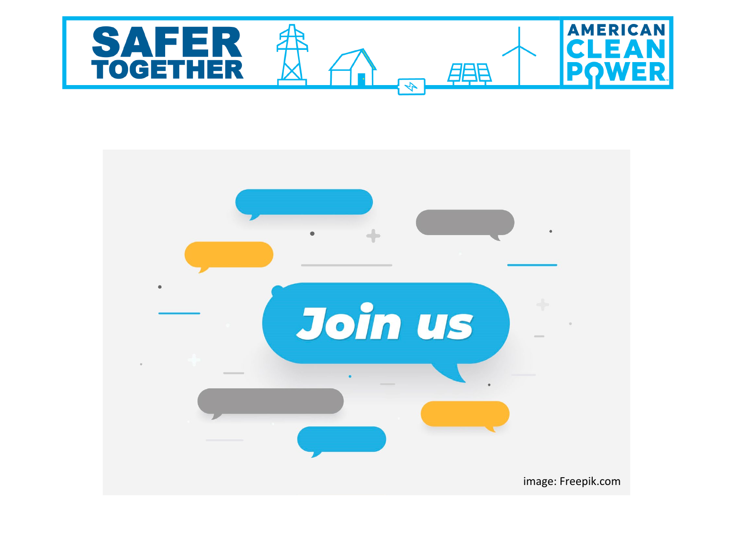SAFER TOGETHER

AMERICAN CLEAN POWER

Join us

image: Freepik.com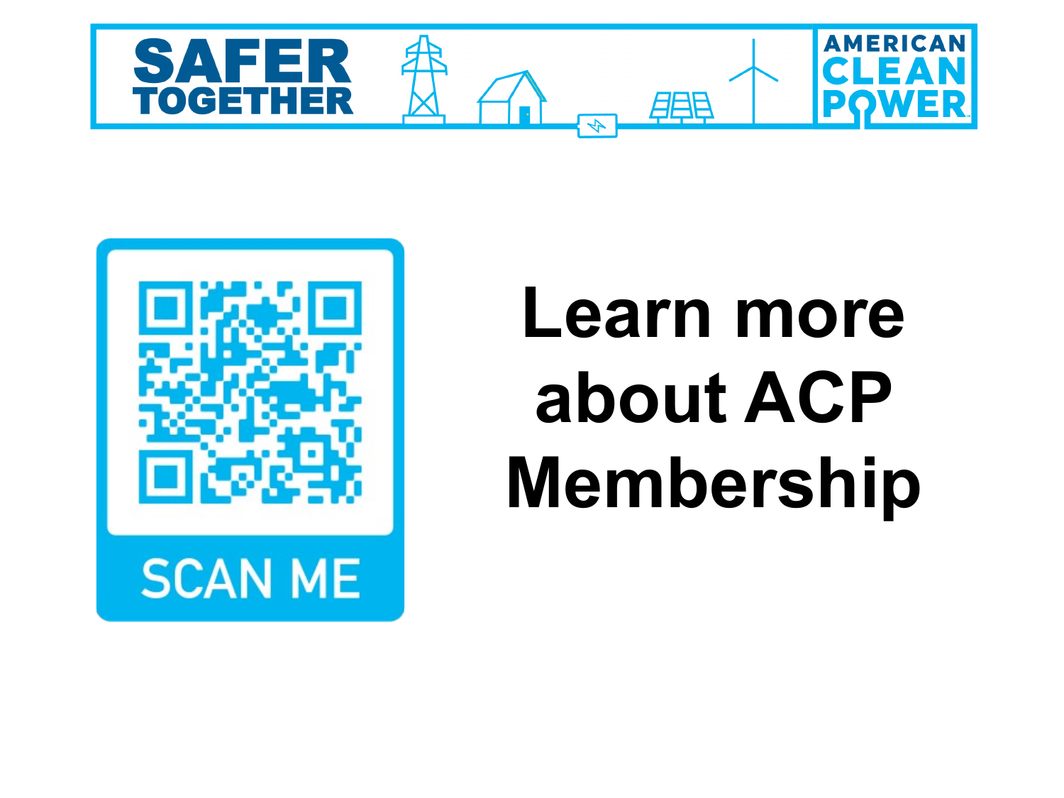SAFER TOGETHER

AMERICAN CLEAN POWER

SCAN ME

# Learn more about ACP Membership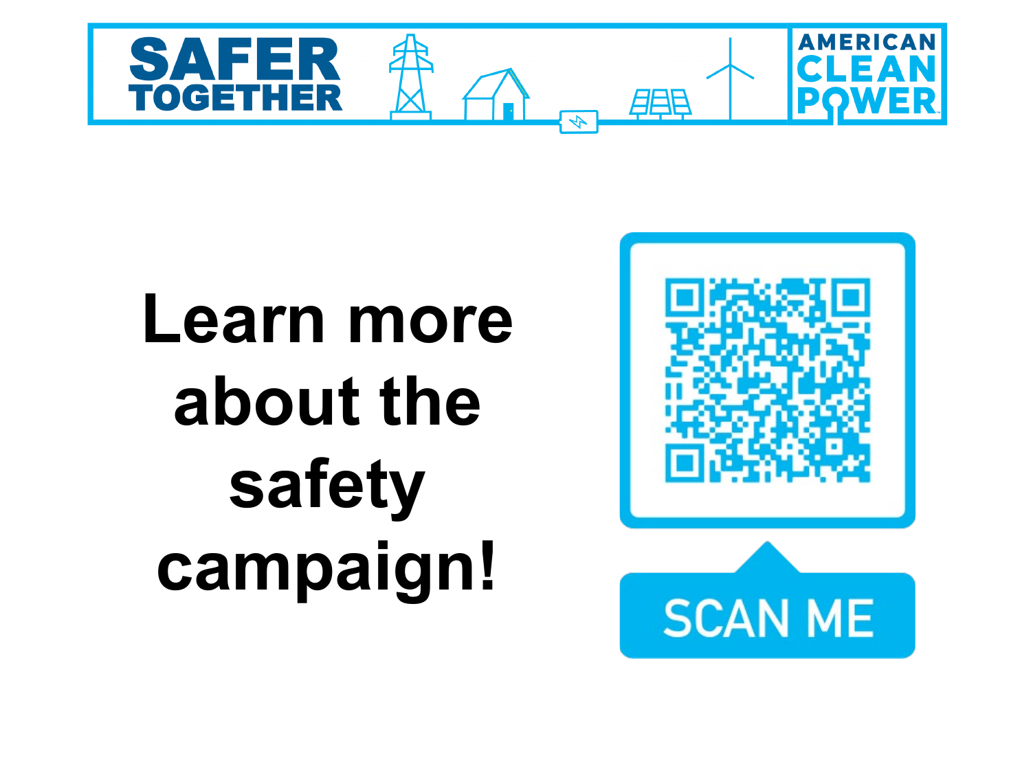SAFER TOGETHER

AMERICAN CLEAN POWER

# Learn more about the safety campaign!

SCAN ME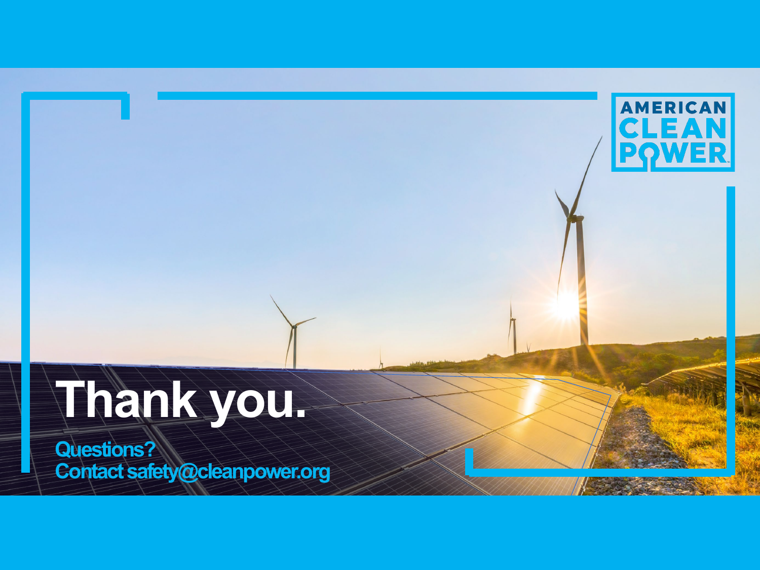# Thank you.

Questions?
Contact safety@cleanpower.org